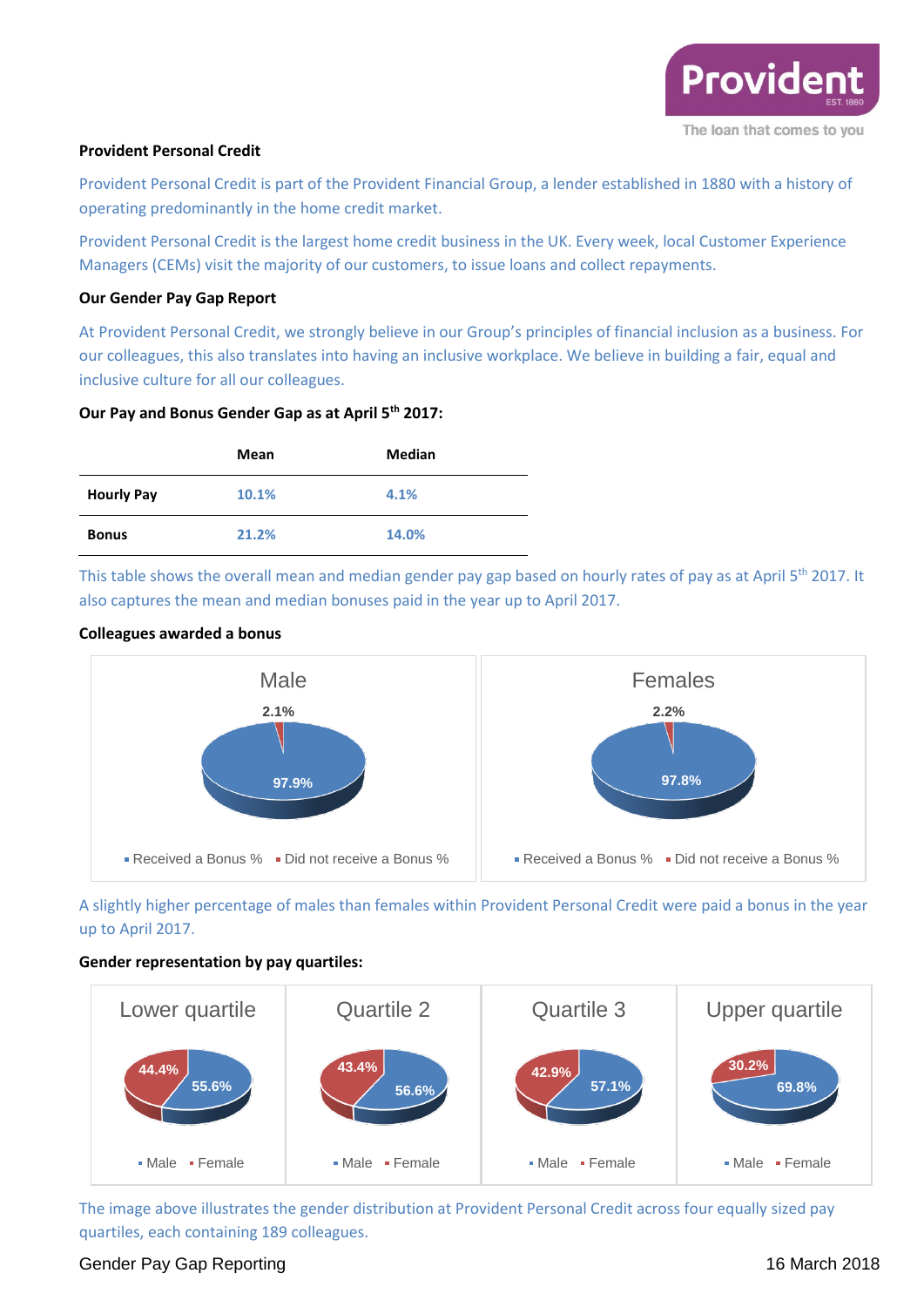# Provident Personal Credit

Provident Personal Credit is part of the Provident Financial Group, a lender established in 1880 with a history of operating predominantly in the home credit market.

Provident Personal Credit is the largest home credit business in the UK. Every week, local Customer Experience Managers (CEMs) visit the majority of our customers, to issue loans and collect repayments.

## Our Gender Pay Gap Report

At Provident Personal Credit, we strongly believe in our Group's principles of financial inclusion as a business. For our colleagues, this also translates into having an inclusive workplace. We believe in building a fair, equal and inclusive culture for all our colleagues.

### Our Pay and Bonus Gender Gap as at April 5th 2017:

| | Mean | Median |
|---|---|---|
| **Hourly Pay** | 10.1% | 4.1% |
| **Bonus** | 21.2% | 14.0% |

This table shows the overall mean and median gender pay gap based on hourly rates of pay as at April 5th 2017. It also captures the mean and median bonuses paid in the year up to April 2017.

### Colleagues awarded a bonus

**Male**

- Received a Bonus %: 97.9%
- Did not receive a Bonus %: 2.1%

**Females**

- Received a Bonus %: 97.8%
- Did not receive a Bonus %: 2.2%

A slightly higher percentage of males than females within Provident Personal Credit were paid a bonus in the year up to April 2017.

### Gender representation by pay quartiles:

| | Lower quartile | Quartile 2 | Quartile 3 | Upper quartile |
|---|---|---|---|---|
| Male | 55.6% | 56.6% | 57.1% | 69.8% |
| Female | 44.4% | 43.4% | 42.9% | 30.2% |

The image above illustrates the gender distribution at Provident Personal Credit across four equally sized pay quartiles, each containing 189 colleagues.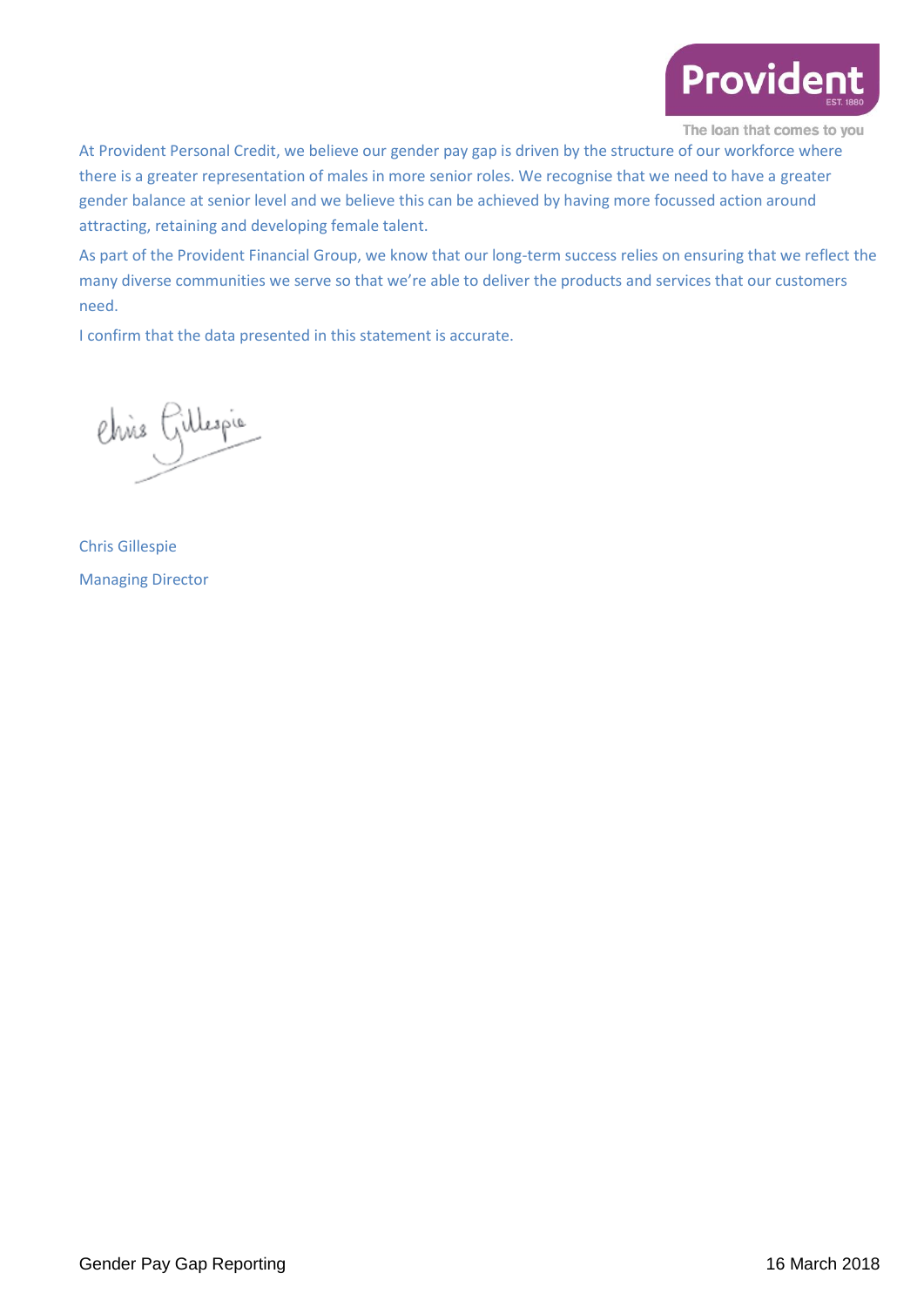At Provident Personal Credit, we believe our gender pay gap is driven by the structure of our workforce where there is a greater representation of males in more senior roles. We recognise that we need to have a greater gender balance at senior level and we believe this can be achieved by having more focussed action around attracting, retaining and developing female talent.

As part of the Provident Financial Group, we know that our long-term success relies on ensuring that we reflect the many diverse communities we serve so that we're able to deliver the products and services that our customers need.

I confirm that the data presented in this statement is accurate.

Chris Gillespie

Managing Director